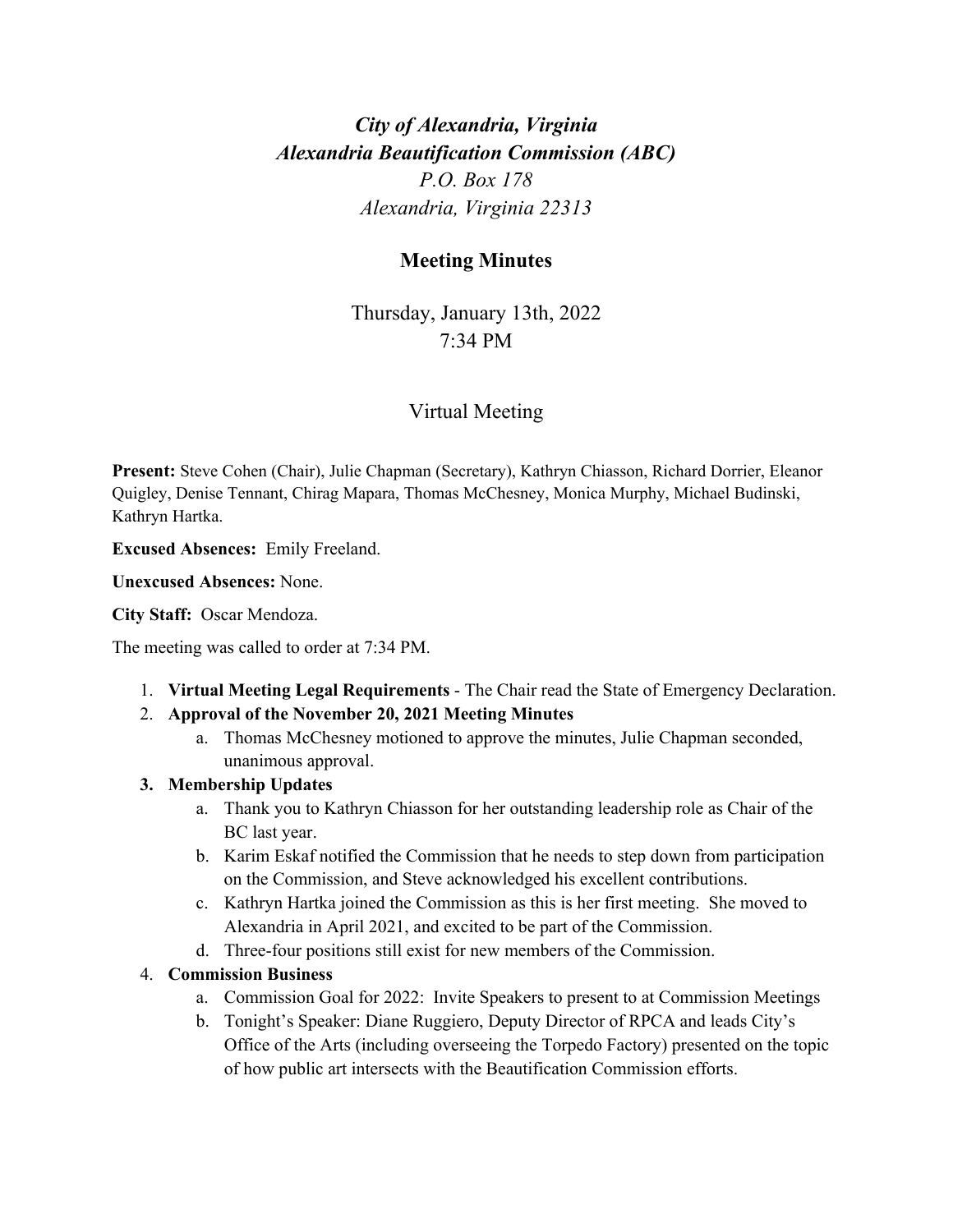***City of Alexandria, Virginia***
***Alexandria Beautification Commission (ABC)***
*P.O. Box 178*
*Alexandria, Virginia 22313*

## Meeting Minutes

Thursday, January 13th, 2022
7:34 PM

Virtual Meeting

**Present:** Steve Cohen (Chair), Julie Chapman (Secretary), Kathryn Chiasson, Richard Dorrier, Eleanor Quigley, Denise Tennant, Chirag Mapara, Thomas McChesney, Monica Murphy, Michael Budinski, Kathryn Hartka.

**Excused Absences:** Emily Freeland.

**Unexcused Absences:** None.

**City Staff:** Oscar Mendoza.

The meeting was called to order at 7:34 PM.

1. **Virtual Meeting Legal Requirements** - The Chair read the State of Emergency Declaration.
2. **Approval of the November 20, 2021 Meeting Minutes**
   a. Thomas McChesney motioned to approve the minutes, Julie Chapman seconded, unanimous approval.
3. **Membership Updates**
   a. Thank you to Kathryn Chiasson for her outstanding leadership role as Chair of the BC last year.
   b. Karim Eskaf notified the Commission that he needs to step down from participation on the Commission, and Steve acknowledged his excellent contributions.
   c. Kathryn Hartka joined the Commission as this is her first meeting. She moved to Alexandria in April 2021, and excited to be part of the Commission.
   d. Three-four positions still exist for new members of the Commission.
4. **Commission Business**
   a. Commission Goal for 2022: Invite Speakers to present to at Commission Meetings
   b. Tonight's Speaker: Diane Ruggiero, Deputy Director of RPCA and leads City's Office of the Arts (including overseeing the Torpedo Factory) presented on the topic of how public art intersects with the Beautification Commission efforts.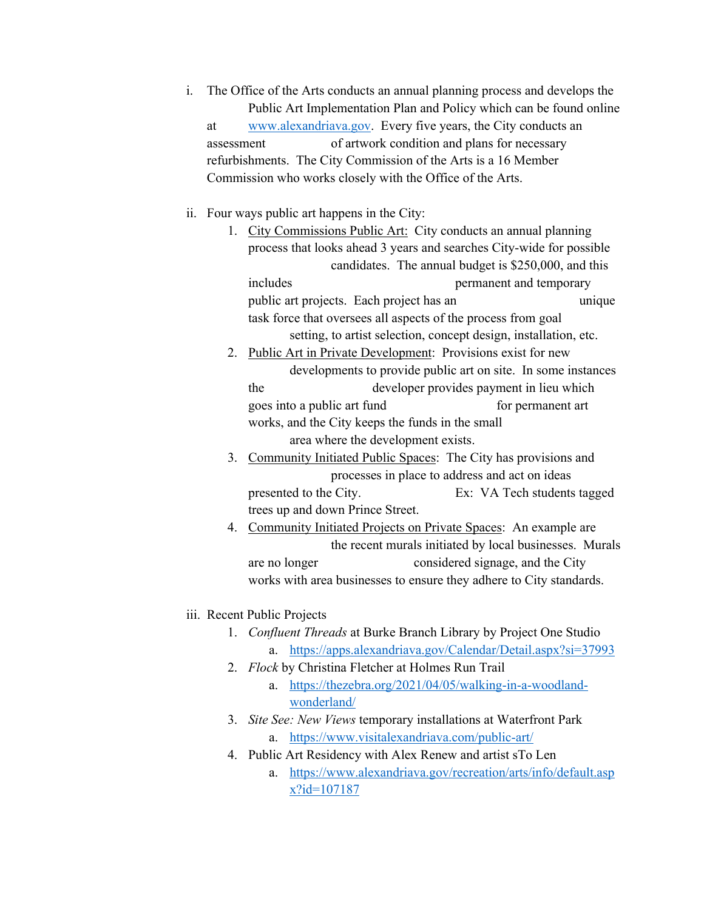i. The Office of the Arts conducts an annual planning process and develops the Public Art Implementation Plan and Policy which can be found online at [www.alexandriava.gov](http://www.alexandriava.gov). Every five years, the City conducts an assessment of artwork condition and plans for necessary refurbishments. The City Commission of the Arts is a 16 Member Commission who works closely with the Office of the Arts.

ii. Four ways public art happens in the City:
   1. <u>City Commissions Public Art:</u> City conducts an annual planning process that looks ahead 3 years and searches City-wide for possible candidates. The annual budget is $250,000, and this includes permanent and temporary public art projects. Each project has an unique task force that oversees all aspects of the process from goal setting, to artist selection, concept design, installation, etc.
   2. <u>Public Art in Private Development</u>: Provisions exist for new developments to provide public art on site. In some instances the developer provides payment in lieu which goes into a public art fund for permanent art works, and the City keeps the funds in the small area where the development exists.
   3. <u>Community Initiated Public Spaces</u>: The City has provisions and processes in place to address and act on ideas presented to the City. Ex: VA Tech students tagged trees up and down Prince Street.
   4. <u>Community Initiated Projects on Private Spaces</u>: An example are the recent murals initiated by local businesses. Murals are no longer considered signage, and the City works with area businesses to ensure they adhere to City standards.

iii. Recent Public Projects
   1. *Confluent Threads* at Burke Branch Library by Project One Studio
      a. https://apps.alexandriava.gov/Calendar/Detail.aspx?si=37993
   2. *Flock* by Christina Fletcher at Holmes Run Trail
      a. https://thezebra.org/2021/04/05/walking-in-a-woodland-wonderland/
   3. *Site See: New Views* temporary installations at Waterfront Park
      a. https://www.visitalexandriava.com/public-art/
   4. Public Art Residency with Alex Renew and artist sTo Len
      a. https://www.alexandriava.gov/recreation/arts/info/default.aspx?id=107187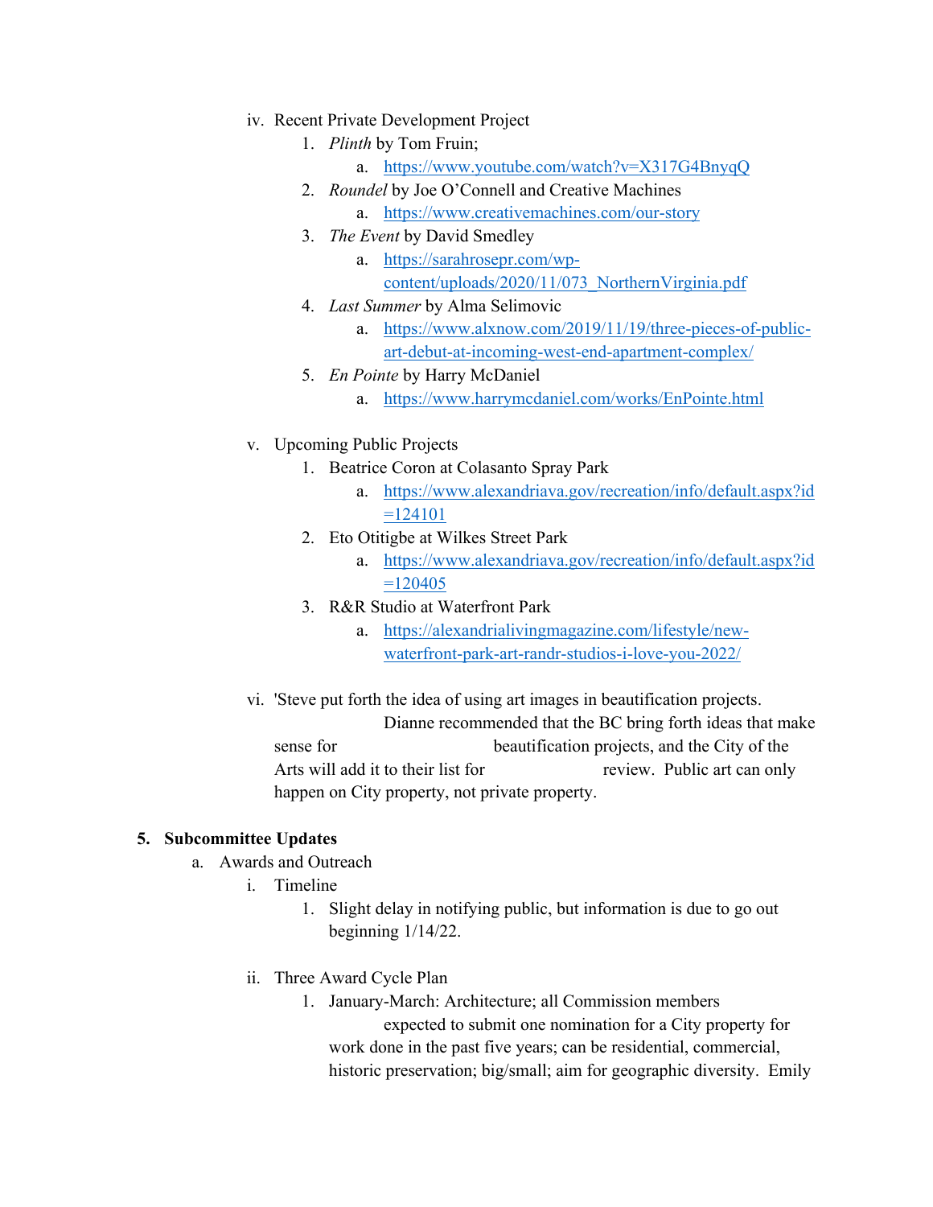iv. Recent Private Development Project

1. *Plinth* by Tom Fruin;
   a. https://www.youtube.com/watch?v=X317G4BnyqQ
2. *Roundel* by Joe O'Connell and Creative Machines
   a. https://www.creativemachines.com/our-story
3. *The Event* by David Smedley
   a. https://sarahrosepr.com/wp-content/uploads/2020/11/073_NorthernVirginia.pdf
4. *Last Summer* by Alma Selimovic
   a. https://www.alxnow.com/2019/11/19/three-pieces-of-public-art-debut-at-incoming-west-end-apartment-complex/
5. *En Pointe* by Harry McDaniel
   a. https://www.harrymcdaniel.com/works/EnPointe.html

v. Upcoming Public Projects

1. Beatrice Coron at Colasanto Spray Park
   a. https://www.alexandriava.gov/recreation/info/default.aspx?id=124101
2. Eto Otitigbe at Wilkes Street Park
   a. https://www.alexandriava.gov/recreation/info/default.aspx?id=120405
3. R&R Studio at Waterfront Park
   a. https://alexandrialivingmagazine.com/lifestyle/new-waterfront-park-art-randr-studios-i-love-you-2022/

vi. 'Steve put forth the idea of using art images in beautification projects. Dianne recommended that the BC bring forth ideas that make sense for beautification projects, and the City of the Arts will add it to their list for review. Public art can only happen on City property, not private property.

## 5. Subcommittee Updates

a. Awards and Outreach

i. Timeline

1. Slight delay in notifying public, but information is due to go out beginning 1/14/22.

ii. Three Award Cycle Plan

1. January-March: Architecture; all Commission members expected to submit one nomination for a City property for work done in the past five years; can be residential, commercial, historic preservation; big/small; aim for geographic diversity. Emily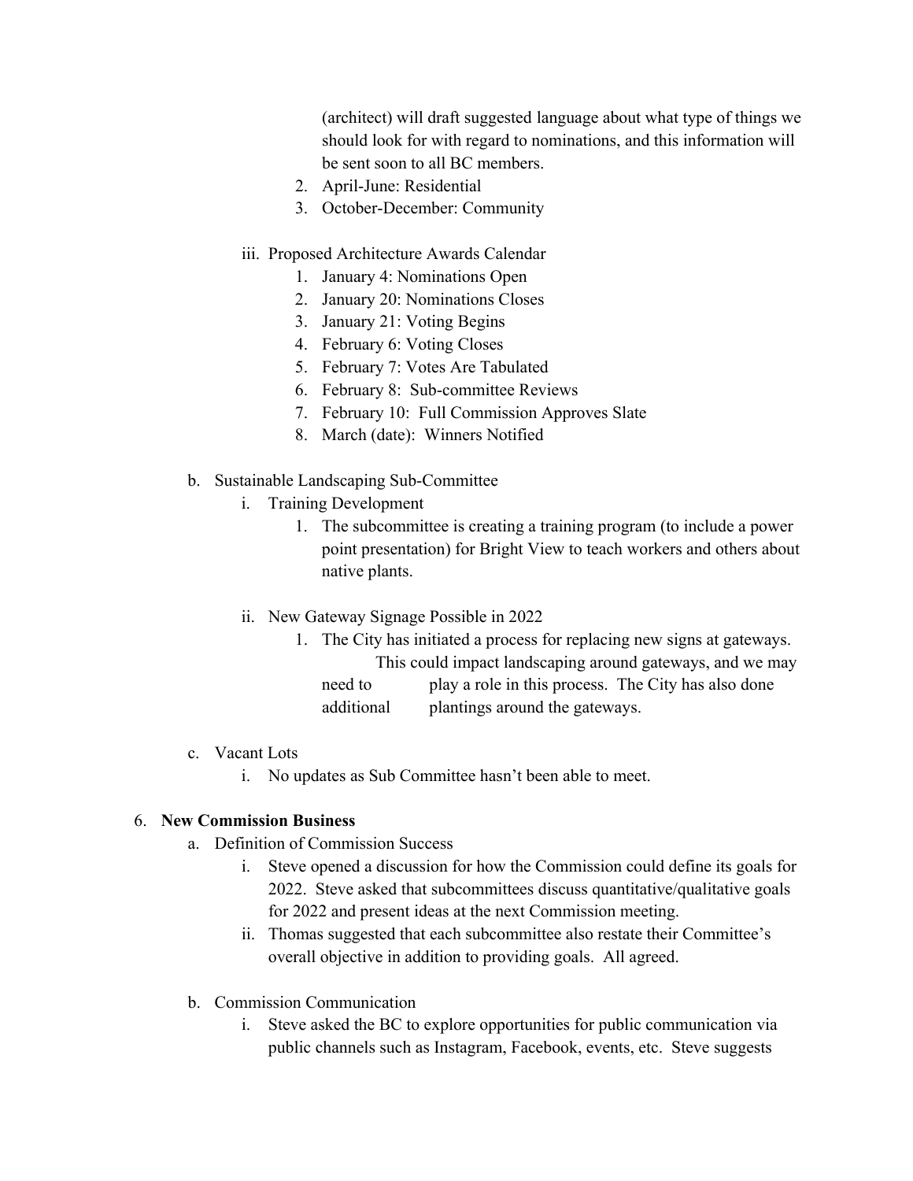(architect) will draft suggested language about what type of things we should look for with regard to nominations, and this information will be sent soon to all BC members.

2. April-June: Residential
3. October-December: Community

iii. Proposed Architecture Awards Calendar

1. January 4: Nominations Open
2. January 20: Nominations Closes
3. January 21: Voting Begins
4. February 6: Voting Closes
5. February 7: Votes Are Tabulated
6. February 8: Sub-committee Reviews
7. February 10: Full Commission Approves Slate
8. March (date): Winners Notified

b. Sustainable Landscaping Sub-Committee

i. Training Development

1. The subcommittee is creating a training program (to include a power point presentation) for Bright View to teach workers and others about native plants.

ii. New Gateway Signage Possible in 2022

1. The City has initiated a process for replacing new signs at gateways. This could impact landscaping around gateways, and we may need to play a role in this process. The City has also done additional plantings around the gateways.

c. Vacant Lots

i. No updates as Sub Committee hasn't been able to meet.

6. **New Commission Business**

a. Definition of Commission Success

i. Steve opened a discussion for how the Commission could define its goals for 2022. Steve asked that subcommittees discuss quantitative/qualitative goals for 2022 and present ideas at the next Commission meeting.

ii. Thomas suggested that each subcommittee also restate their Committee's overall objective in addition to providing goals. All agreed.

b. Commission Communication

i. Steve asked the BC to explore opportunities for public communication via public channels such as Instagram, Facebook, events, etc. Steve suggests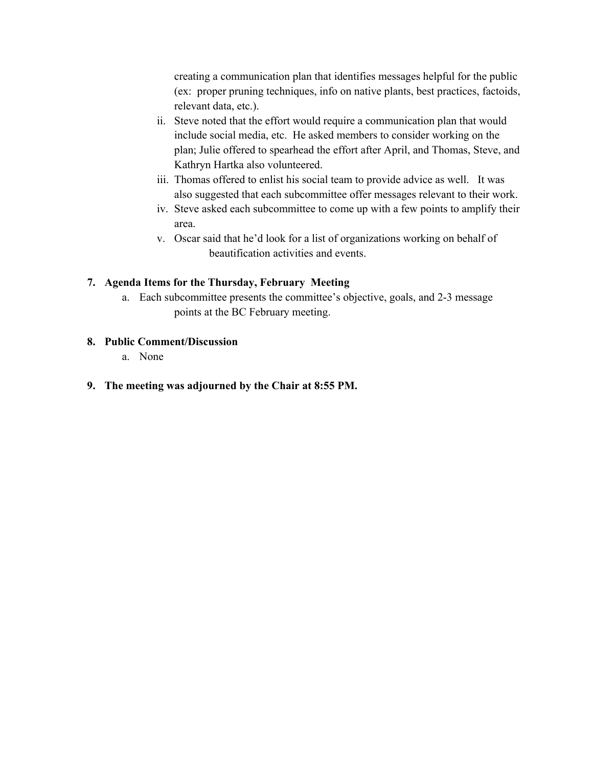creating a communication plan that identifies messages helpful for the public (ex: proper pruning techniques, info on native plants, best practices, factoids, relevant data, etc.).

ii. Steve noted that the effort would require a communication plan that would include social media, etc. He asked members to consider working on the plan; Julie offered to spearhead the effort after April, and Thomas, Steve, and Kathryn Hartka also volunteered.

iii. Thomas offered to enlist his social team to provide advice as well. It was also suggested that each subcommittee offer messages relevant to their work.

iv. Steve asked each subcommittee to come up with a few points to amplify their area.

v. Oscar said that he'd look for a list of organizations working on behalf of beautification activities and events.

**7. Agenda Items for the Thursday, February Meeting**

a. Each subcommittee presents the committee's objective, goals, and 2-3 message points at the BC February meeting.

**8. Public Comment/Discussion**

a. None

**9. The meeting was adjourned by the Chair at 8:55 PM.**